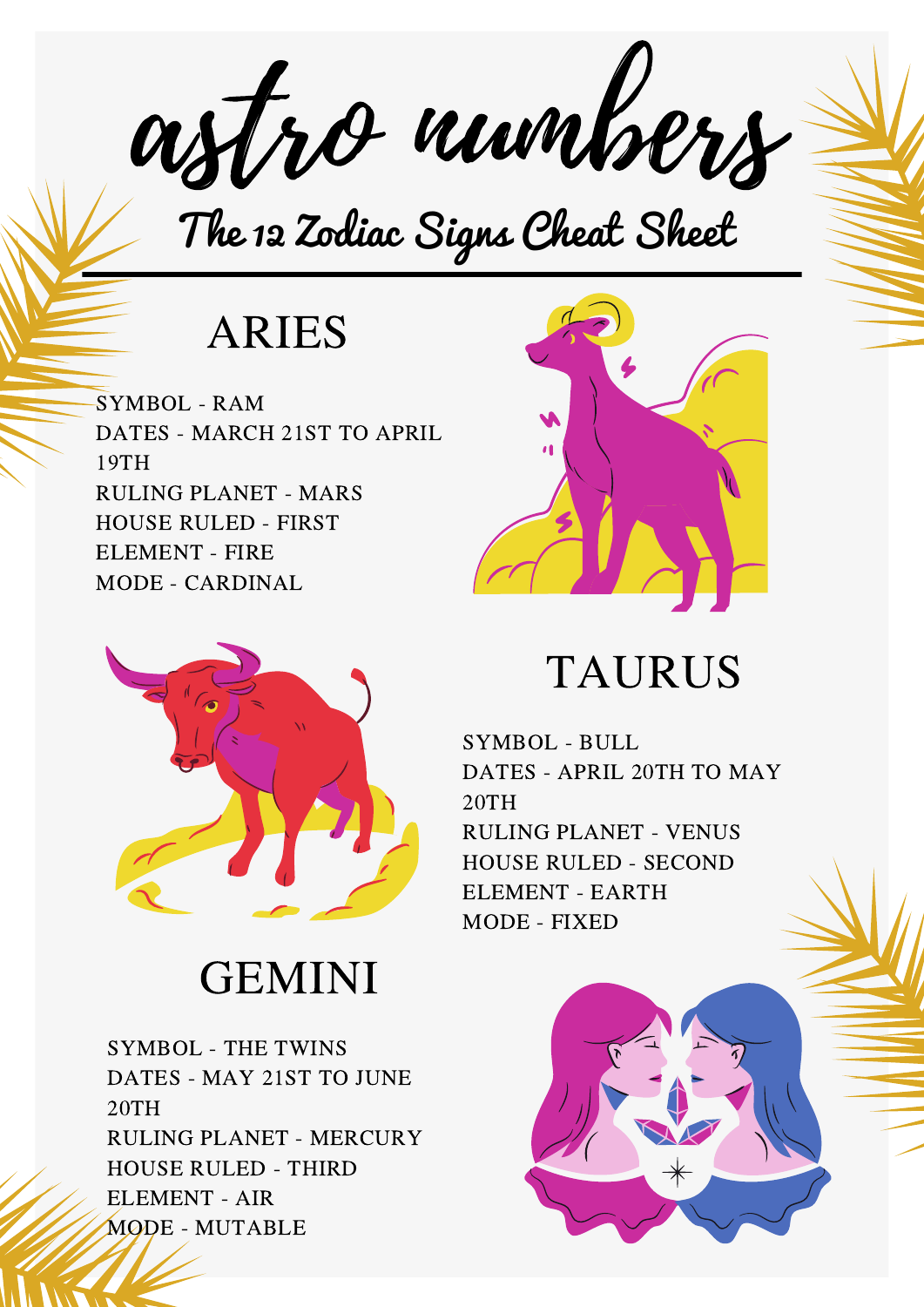# astro numbers

## The 12 Zodiac Signs Cheat Sheet

### ARIES

SYMBOL - RAM
DATES - MARCH 21ST TO APRIL 19TH
RULING PLANET - MARS
HOUSE RULED - FIRST
ELEMENT - FIRE
MODE - CARDINAL

### TAURUS

SYMBOL - BULL
DATES - APRIL 20TH TO MAY 20TH
RULING PLANET - VENUS
HOUSE RULED - SECOND
ELEMENT - EARTH
MODE - FIXED

### GEMINI

SYMBOL - THE TWINS
DATES - MAY 21ST TO JUNE 20TH
RULING PLANET - MERCURY
HOUSE RULED - THIRD
ELEMENT - AIR
MODE - MUTABLE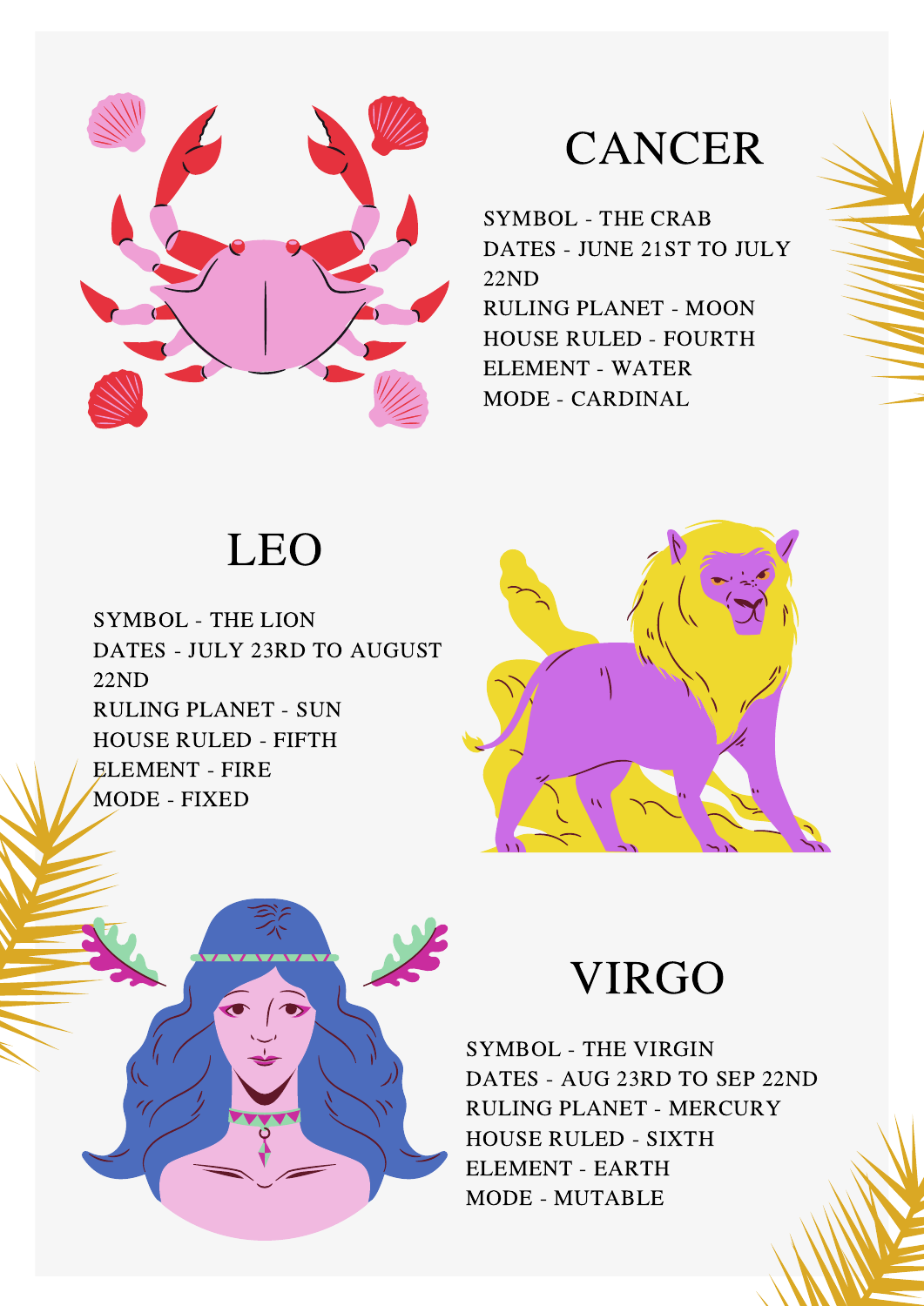# CANCER

SYMBOL - THE CRAB
DATES - JUNE 21ST TO JULY 22ND
RULING PLANET - MOON
HOUSE RULED - FOURTH
ELEMENT - WATER
MODE - CARDINAL

# LEO

SYMBOL - THE LION
DATES - JULY 23RD TO AUGUST 22ND
RULING PLANET - SUN
HOUSE RULED - FIFTH
ELEMENT - FIRE
MODE - FIXED

# VIRGO

SYMBOL - THE VIRGIN
DATES - AUG 23RD TO SEP 22ND
RULING PLANET - MERCURY
HOUSE RULED - SIXTH
ELEMENT - EARTH
MODE - MUTABLE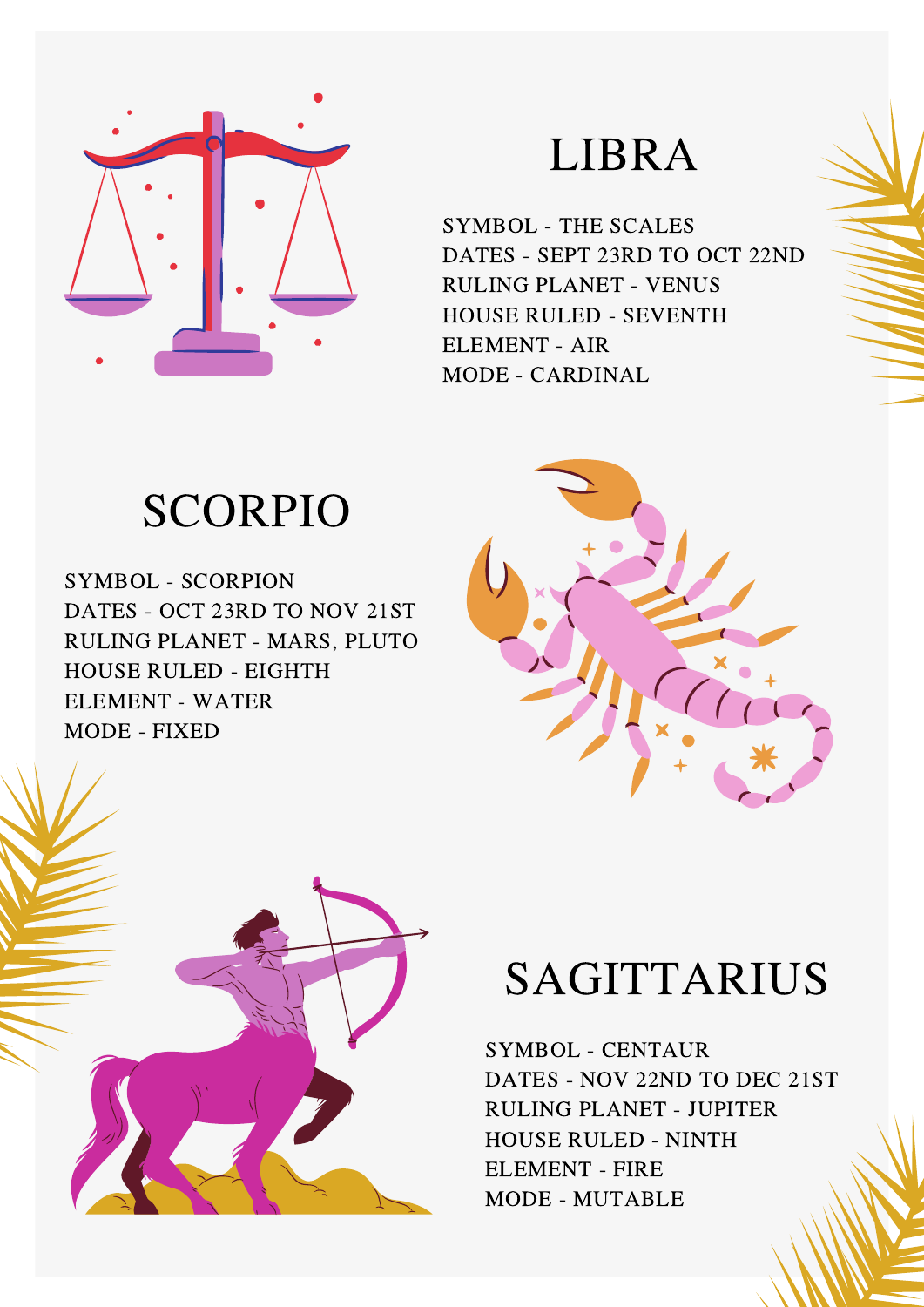# LIBRA

SYMBOL - THE SCALES
DATES - SEPT 23RD TO OCT 22ND
RULING PLANET - VENUS
HOUSE RULED - SEVENTH
ELEMENT - AIR
MODE - CARDINAL

# SCORPIO

SYMBOL - SCORPION
DATES - OCT 23RD TO NOV 21ST
RULING PLANET - MARS, PLUTO
HOUSE RULED - EIGHTH
ELEMENT - WATER
MODE - FIXED

# SAGITTARIUS

SYMBOL - CENTAUR
DATES - NOV 22ND TO DEC 21ST
RULING PLANET - JUPITER
HOUSE RULED - NINTH
ELEMENT - FIRE
MODE - MUTABLE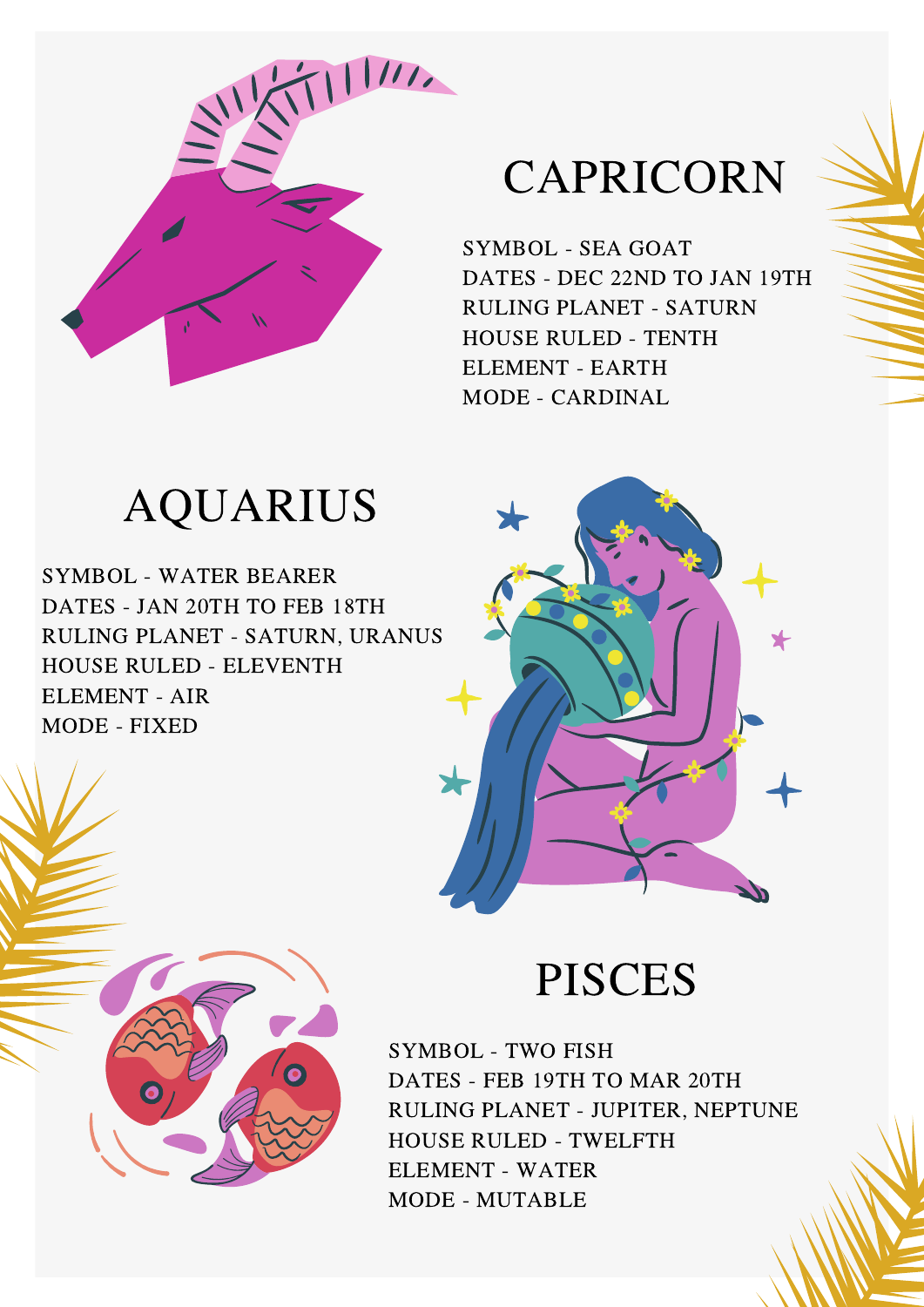# CAPRICORN

SYMBOL - SEA GOAT
DATES - DEC 22ND TO JAN 19TH
RULING PLANET - SATURN
HOUSE RULED - TENTH
ELEMENT - EARTH
MODE - CARDINAL

# AQUARIUS

SYMBOL - WATER BEARER
DATES - JAN 20TH TO FEB 18TH
RULING PLANET - SATURN, URANUS
HOUSE RULED - ELEVENTH
ELEMENT - AIR
MODE - FIXED

# PISCES

SYMBOL - TWO FISH
DATES - FEB 19TH TO MAR 20TH
RULING PLANET - JUPITER, NEPTUNE
HOUSE RULED - TWELFTH
ELEMENT - WATER
MODE - MUTABLE